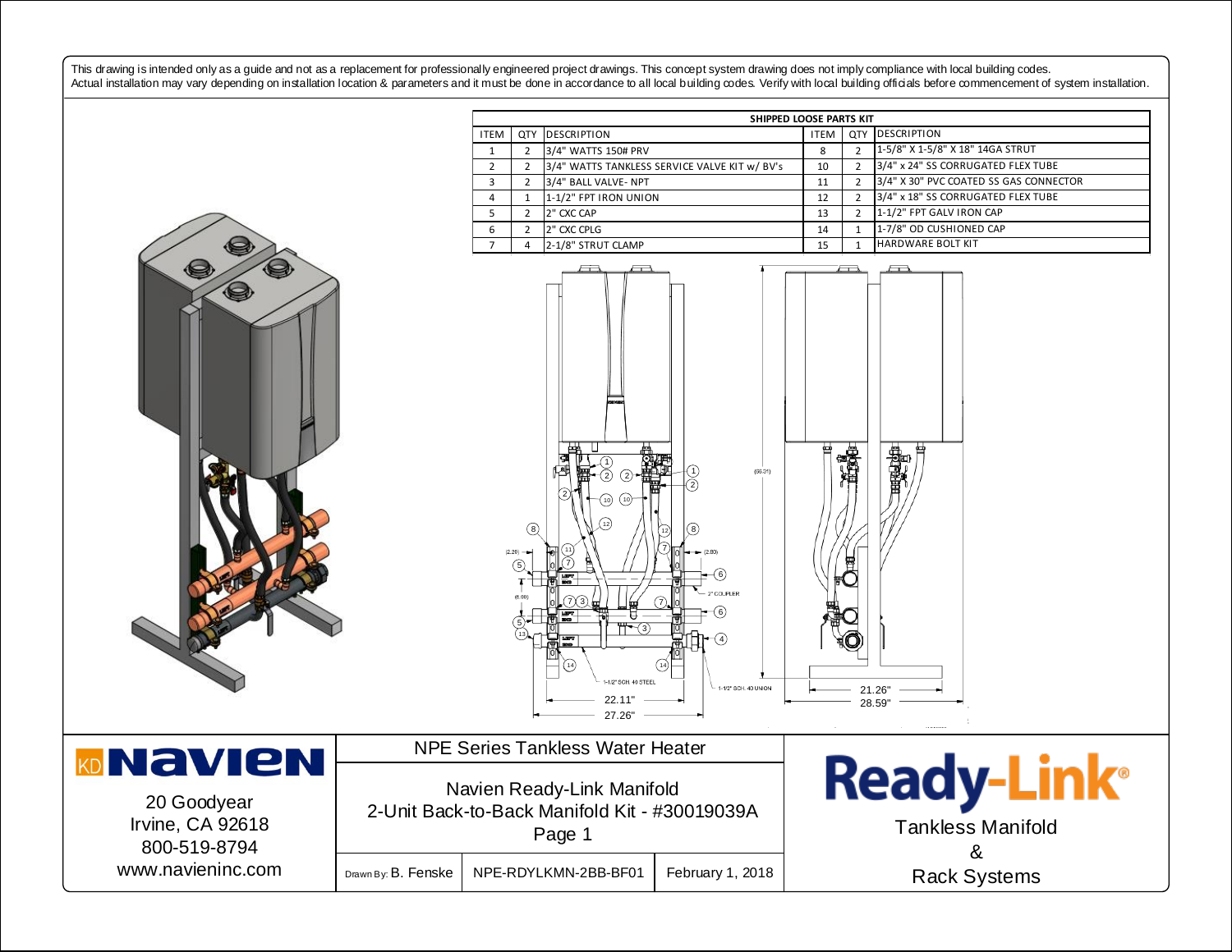This drawing is intended only as a guide and not as a replacement for professionally engineered project drawings. This concept system drawing does not imply compliance with local building codes. Actual installation may vary depending on installation location & parameters and it must be done in accordance to all local building codes. Verify with local building officials before commencement of system installation.

**SHIPPED LOOSE PARTS KIT**

| ITEM | QTY | DESCRIPTION | ITEM | QTY | DESCRIPTION |
|---|---|---|---|---|---|
| 1 | 2 | 3/4" WATTS 150# PRV | 8 | 2 | 1-5/8" X 1-5/8" X 18" 14GA STRUT |
| 2 | 2 | 3/4" WATTS TANKLESS SERVICE VALVE KIT w/ BV's | 10 | 2 | 3/4" x 24" SS CORRUGATED FLEX TUBE |
| 3 | 2 | 3/4" BALL VALVE- NPT | 11 | 2 | 3/4" X 30" PVC COATED SS GAS CONNECTOR |
| 4 | 1 | 1-1/2" FPT IRON UNION | 12 | 2 | 3/4" x 18" SS CORRUGATED FLEX TUBE |
| 5 | 2 | 2" CXC CAP | 13 | 2 | 1-1/2" FPT GALV IRON CAP |
| 6 | 2 | 2" CXC CPLG | 14 | 1 | 1-7/8" OD CUSHIONED CAP |
| 7 | 4 | 2-1/8" STRUT CLAMP | 15 | 1 | HARDWARE BOLT KIT |

(2.20) (2.80) (6.00) (66.31)

2" COUPLER

1-1/2" SCH. 40 STEEL

1-1/2" SCH. 40 UNION

22.11"

27.26"

21.26"

28.59"

**Navien**

20 Goodyear
Irvine, CA 92618
800-519-8794
www.navieninc.com

NPE Series Tankless Water Heater

Navien Ready-Link Manifold
2-Unit Back-to-Back Manifold Kit - #30019039A
Page 1

Drawn By: B. Fenske | NPE-RDYLKMN-2BB-BF01 | February 1, 2018

**Ready-Link®**

Tankless Manifold
&
Rack Systems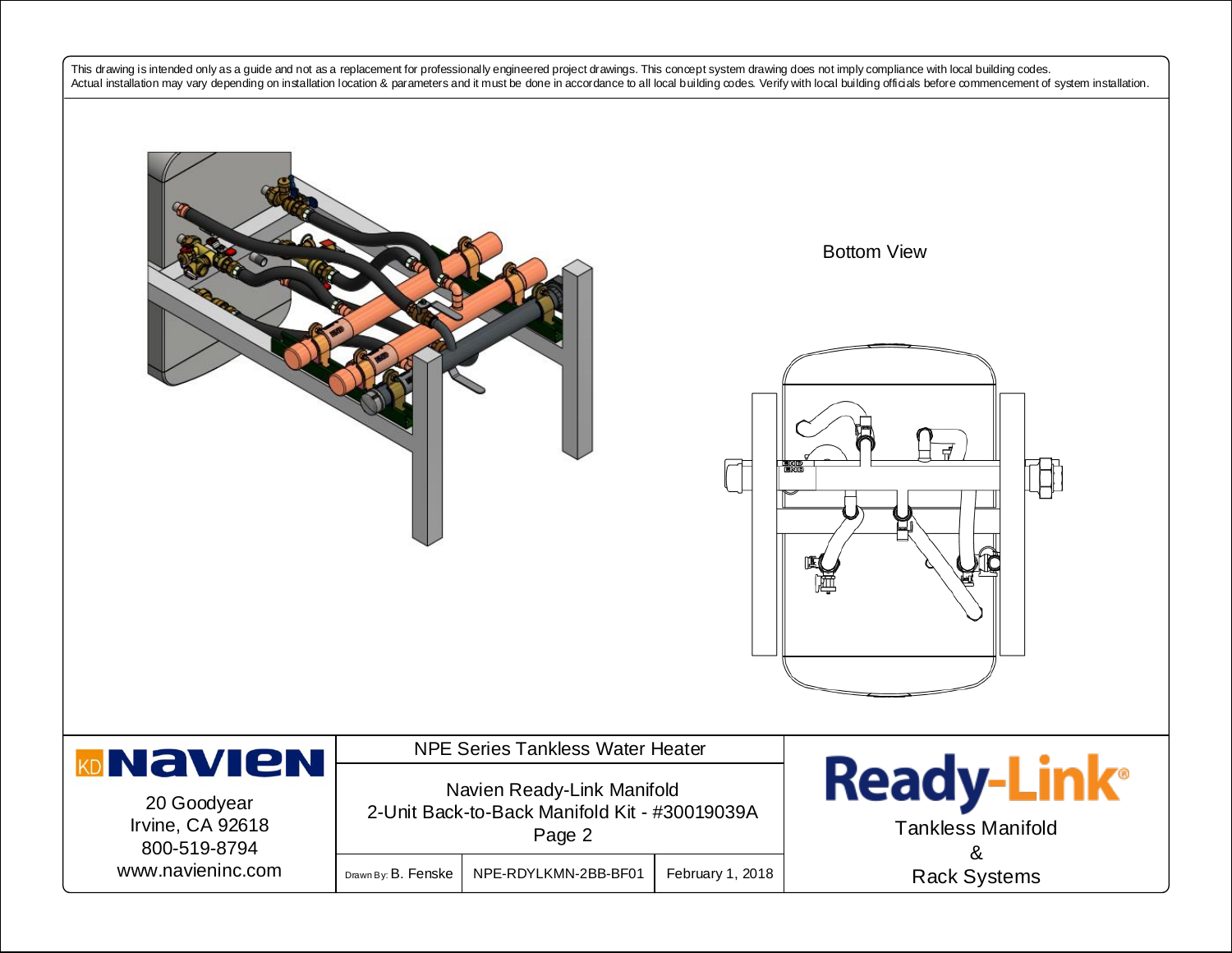This drawing is intended only as a guide and not as a replacement for professionally engineered project drawings. This concept system drawing does not imply compliance with local building codes. Actual installation may vary depending on installation location & parameters and it must be done in accordance to all local building codes. Verify with local building officials before commencement of system installation.

Bottom View

| Navien | NPE Series Tankless Water Heater | | | Ready-Link® |
|---|---|---|---|---|
| 20 Goodyear<br>Irvine, CA 92618<br>800-519-8794<br>www.navieninc.com | Navien Ready-Link Manifold<br>2-Unit Back-to-Back Manifold Kit - #30019039A<br>Page 2 | | | Tankless Manifold<br>&<br>Rack Systems |
| | Drawn By: B. Fenske | NPE-RDYLKMN-2BB-BF01 | February 1, 2018 | |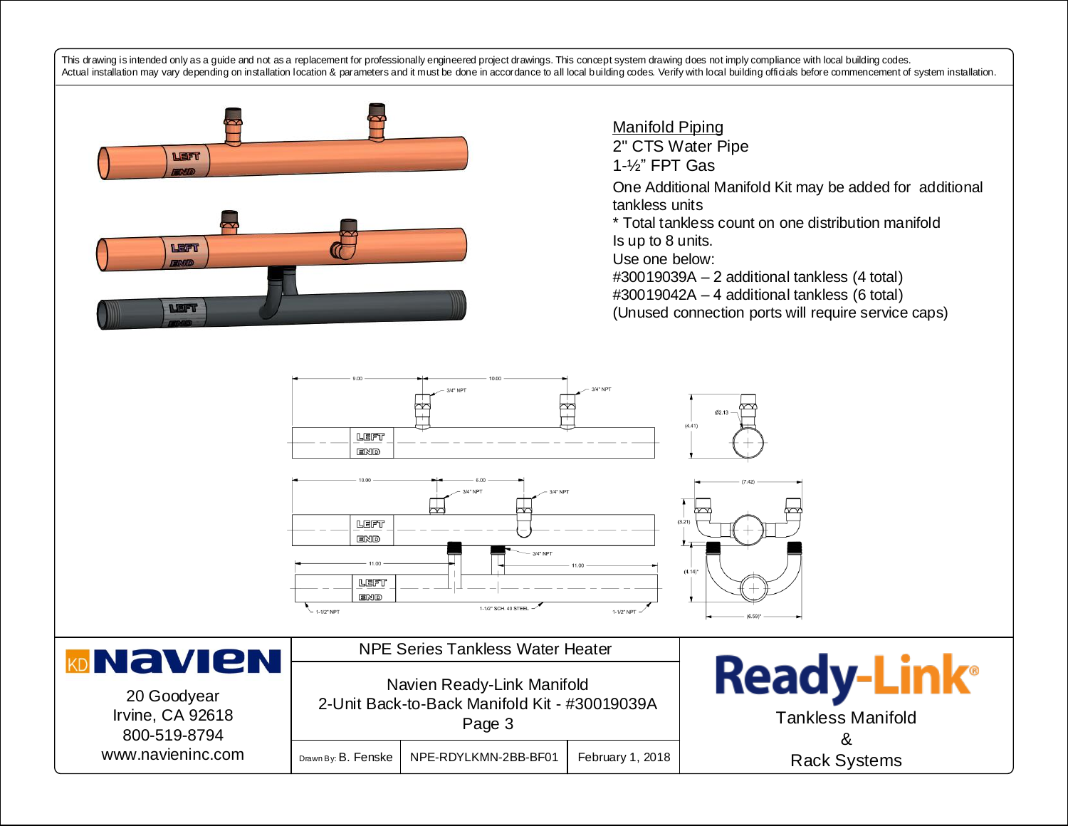This drawing is intended only as a guide and not as a replacement for professionally engineered project drawings. This concept system drawing does not imply compliance with local building codes. Actual installation may vary depending on installation location & parameters and it must be done in accordance to all local building codes. Verify with local building officials before commencement of system installation.

LEFT END

LEFT END

LEFT END

## Manifold Piping

2" CTS Water Pipe
1-½" FPT Gas

One Additional Manifold Kit may be added for additional tankless units
* Total tankless count on one distribution manifold
Is up to 8 units.
Use one below:
#30019039A – 2 additional tankless (4 total)
#30019042A – 4 additional tankless (6 total)
(Unused connection ports will require service caps)

9.00
10.00
3/4" NPT
3/4" NPT
LEFT END
Ø2.13
(4.41)

10.00
6.00
3/4" NPT
3/4" NPT
LEFT END
(7.42)
(3.21)
3/4" NPT
11.00
11.00
LEFT END
(4.14)"
1-1/2" NPT
1-1/2" SCH. 40 STEEL
1-1/2" NPT
(6.59)"

| | | | |
|---|---|---|---|
| **Navien** 20 Goodyear, Irvine, CA 92618, 800-519-8794, www.navieninc.com | NPE Series Tankless Water Heater | | |
| | Navien Ready-Link Manifold<br>2-Unit Back-to-Back Manifold Kit - #30019039A<br>Page 3 | | |
| | Drawn By: B. Fenske | NPE-RDYLKMN-2BB-BF01 | February 1, 2018 |

**Ready-Link®**
Tankless Manifold
&
Rack Systems